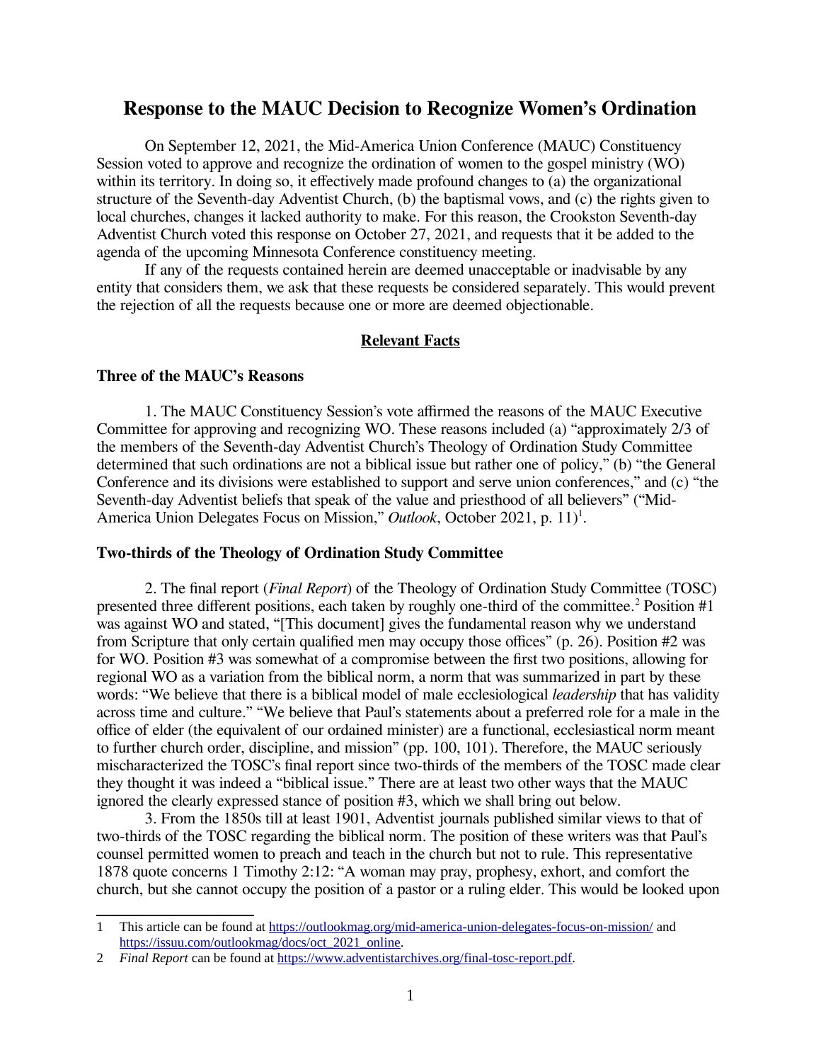# Response to the MAUC Decision to Recognize Women's Ordination

On September 12, 2021, the Mid-America Union Conference (MAUC) Constituency Session voted to approve and recognize the ordination of women to the gospel ministry (WO) within its territory. In doing so, it effectively made profound changes to (a) the organizational structure of the Seventh-day Adventist Church, (b) the baptismal vows, and (c) the rights given to local churches, changes it lacked authority to make. For this reason, the Crookston Seventh-day Adventist Church voted this response on October 27, 2021, and requests that it be added to the agenda of the upcoming Minnesota Conference constituency meeting.

If any of the requests contained herein are deemed unacceptable or inadvisable by any entity that considers them, we ask that these requests be considered separately. This would prevent the rejection of all the requests because one or more are deemed objectionable.

## Relevant Facts

### Three of the MAUC's Reasons

1. The MAUC Constituency Session's vote affirmed the reasons of the MAUC Executive Committee for approving and recognizing WO. These reasons included (a) "approximately 2/3 of the members of the Seventh-day Adventist Church's Theology of Ordination Study Committee determined that such ordinations are not a biblical issue but rather one of policy," (b) "the General Conference and its divisions were established to support and serve union conferences," and (c) "the Seventh-day Adventist beliefs that speak of the value and priesthood of all believers" ("Mid-America Union Delegates Focus on Mission," *Outlook*, October 2021, p. 11)[1].

### Two-thirds of the Theology of Ordination Study Committee

2. The final report (*Final Report*) of the Theology of Ordination Study Committee (TOSC) presented three different positions, each taken by roughly one-third of the committee.[2] Position #1 was against WO and stated, "[This document] gives the fundamental reason why we understand from Scripture that only certain qualified men may occupy those offices" (p. 26). Position #2 was for WO. Position #3 was somewhat of a compromise between the first two positions, allowing for regional WO as a variation from the biblical norm, a norm that was summarized in part by these words: "We believe that there is a biblical model of male ecclesiological *leadership* that has validity across time and culture." "We believe that Paul's statements about a preferred role for a male in the office of elder (the equivalent of our ordained minister) are a functional, ecclesiastical norm meant to further church order, discipline, and mission" (pp. 100, 101). Therefore, the MAUC seriously mischaracterized the TOSC's final report since two-thirds of the members of the TOSC made clear they thought it was indeed a "biblical issue." There are at least two other ways that the MAUC ignored the clearly expressed stance of position #3, which we shall bring out below.

3. From the 1850s till at least 1901, Adventist journals published similar views to that of two-thirds of the TOSC regarding the biblical norm. The position of these writers was that Paul's counsel permitted women to preach and teach in the church but not to rule. This representative 1878 quote concerns 1 Timothy 2:12: "A woman may pray, prophesy, exhort, and comfort the church, but she cannot occupy the position of a pastor or a ruling elder. This would be looked upon

---

1 This article can be found at https://outlookmag.org/mid-america-union-delegates-focus-on-mission/ and https://issuu.com/outlookmag/docs/oct_2021_online.

2 *Final Report* can be found at https://www.adventistarchives.org/final-tosc-report.pdf.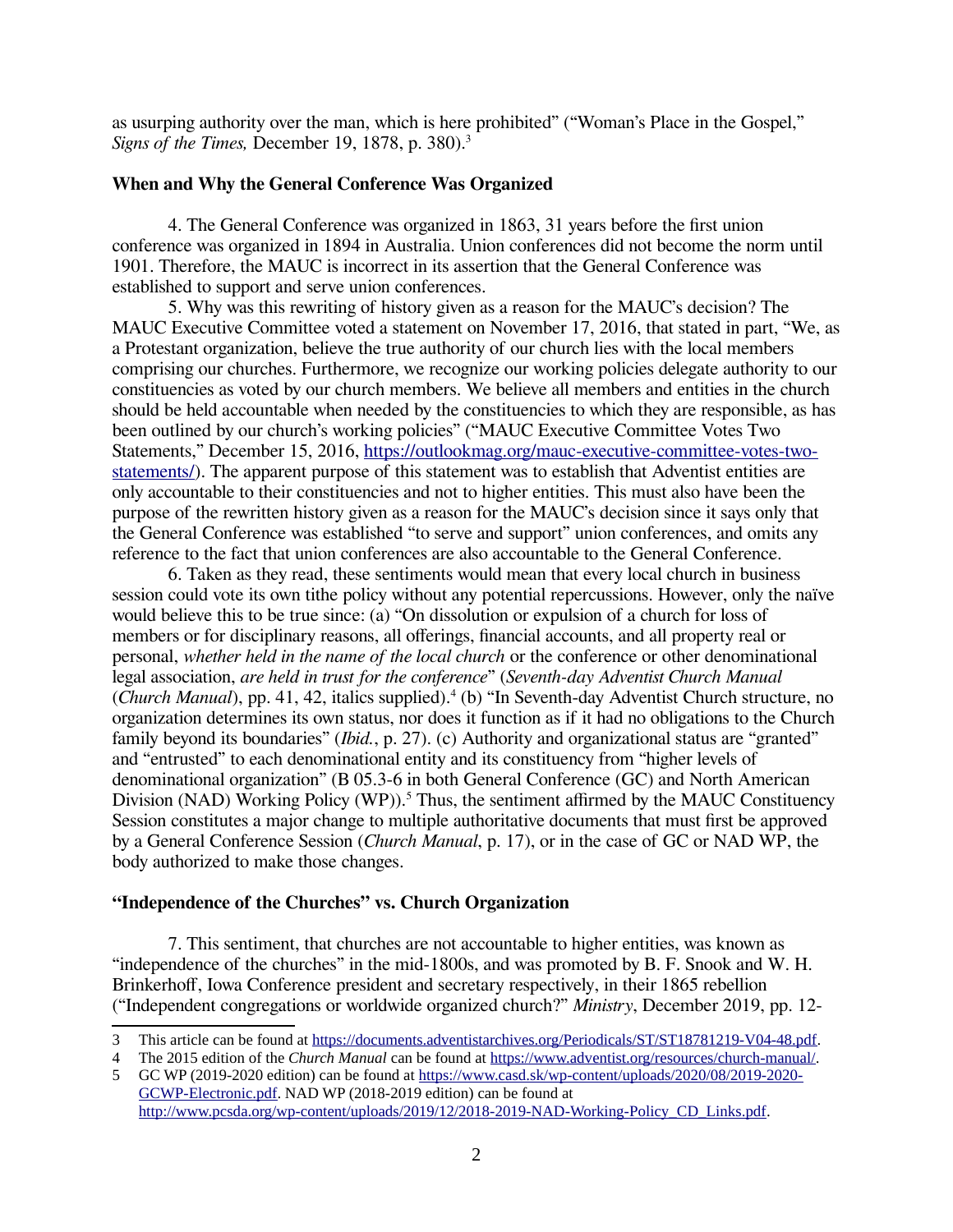as usurping authority over the man, which is here prohibited" ("Woman's Place in the Gospel," *Signs of the Times,* December 19, 1878, p. 380).[3]

**When and Why the General Conference Was Organized**

4. The General Conference was organized in 1863, 31 years before the first union conference was organized in 1894 in Australia. Union conferences did not become the norm until 1901. Therefore, the MAUC is incorrect in its assertion that the General Conference was established to support and serve union conferences.

5. Why was this rewriting of history given as a reason for the MAUC's decision? The MAUC Executive Committee voted a statement on November 17, 2016, that stated in part, "We, as a Protestant organization, believe the true authority of our church lies with the local members comprising our churches. Furthermore, we recognize our working policies delegate authority to our constituencies as voted by our church members. We believe all members and entities in the church should be held accountable when needed by the constituencies to which they are responsible, as has been outlined by our church's working policies" ("MAUC Executive Committee Votes Two Statements," December 15, 2016, https://outlookmag.org/mauc-executive-committee-votes-two-statements/). The apparent purpose of this statement was to establish that Adventist entities are only accountable to their constituencies and not to higher entities. This must also have been the purpose of the rewritten history given as a reason for the MAUC's decision since it says only that the General Conference was established "to serve and support" union conferences, and omits any reference to the fact that union conferences are also accountable to the General Conference.

6. Taken as they read, these sentiments would mean that every local church in business session could vote its own tithe policy without any potential repercussions. However, only the naïve would believe this to be true since: (a) "On dissolution or expulsion of a church for loss of members or for disciplinary reasons, all offerings, financial accounts, and all property real or personal, *whether held in the name of the local church* or the conference or other denominational legal association, *are held in trust for the conference*" (*Seventh-day Adventist Church Manual* (*Church Manual*), pp. 41, 42, italics supplied).[4] (b) "In Seventh-day Adventist Church structure, no organization determines its own status, nor does it function as if it had no obligations to the Church family beyond its boundaries" (*Ibid.*, p. 27). (c) Authority and organizational status are "granted" and "entrusted" to each denominational entity and its constituency from "higher levels of denominational organization" (B 05.3-6 in both General Conference (GC) and North American Division (NAD) Working Policy (WP)).[5] Thus, the sentiment affirmed by the MAUC Constituency Session constitutes a major change to multiple authoritative documents that must first be approved by a General Conference Session (*Church Manual*, p. 17), or in the case of GC or NAD WP, the body authorized to make those changes.

**"Independence of the Churches" vs. Church Organization**

7. This sentiment, that churches are not accountable to higher entities, was known as "independence of the churches" in the mid-1800s, and was promoted by B. F. Snook and W. H. Brinkerhoff, Iowa Conference president and secretary respectively, in their 1865 rebellion ("Independent congregations or worldwide organized church?" *Ministry*, December 2019, pp. 12-

---

3 This article can be found at https://documents.adventistarchives.org/Periodicals/ST/ST18781219-V04-48.pdf.

4 The 2015 edition of the *Church Manual* can be found at https://www.adventist.org/resources/church-manual/.

5 GC WP (2019-2020 edition) can be found at https://www.casd.sk/wp-content/uploads/2020/08/2019-2020-GCWP-Electronic.pdf. NAD WP (2018-2019 edition) can be found at http://www.pcsda.org/wp-content/uploads/2019/12/2018-2019-NAD-Working-Policy_CD_Links.pdf.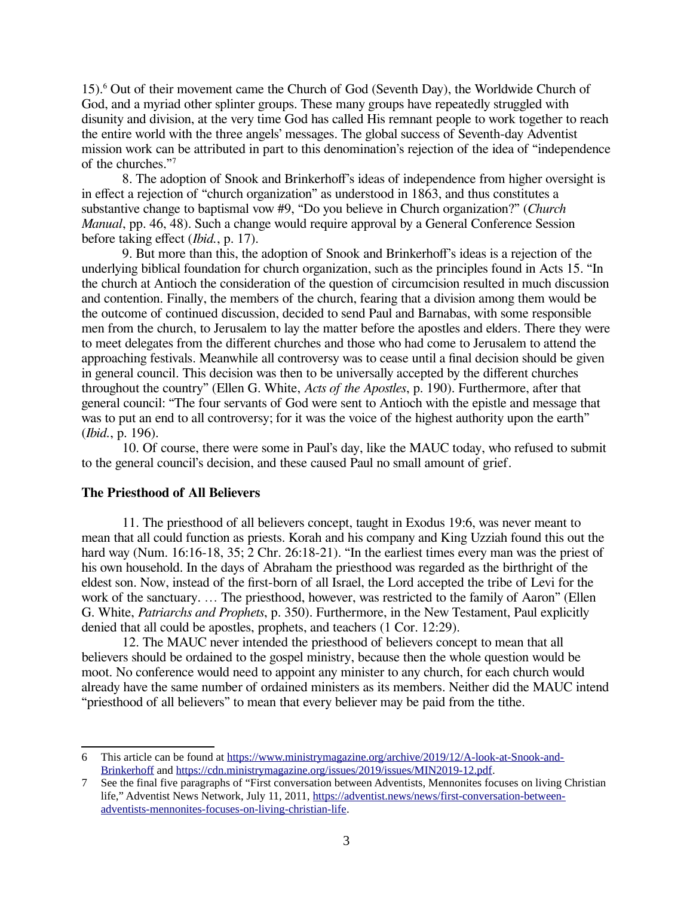15).[6] Out of their movement came the Church of God (Seventh Day), the Worldwide Church of God, and a myriad other splinter groups. These many groups have repeatedly struggled with disunity and division, at the very time God has called His remnant people to work together to reach the entire world with the three angels' messages. The global success of Seventh-day Adventist mission work can be attributed in part to this denomination's rejection of the idea of "independence of the churches."[7]

8. The adoption of Snook and Brinkerhoff's ideas of independence from higher oversight is in effect a rejection of "church organization" as understood in 1863, and thus constitutes a substantive change to baptismal vow #9, "Do you believe in Church organization?" (*Church Manual*, pp. 46, 48). Such a change would require approval by a General Conference Session before taking effect (*Ibid.*, p. 17).

9. But more than this, the adoption of Snook and Brinkerhoff's ideas is a rejection of the underlying biblical foundation for church organization, such as the principles found in Acts 15. "In the church at Antioch the consideration of the question of circumcision resulted in much discussion and contention. Finally, the members of the church, fearing that a division among them would be the outcome of continued discussion, decided to send Paul and Barnabas, with some responsible men from the church, to Jerusalem to lay the matter before the apostles and elders. There they were to meet delegates from the different churches and those who had come to Jerusalem to attend the approaching festivals. Meanwhile all controversy was to cease until a final decision should be given in general council. This decision was then to be universally accepted by the different churches throughout the country" (Ellen G. White, *Acts of the Apostles*, p. 190). Furthermore, after that general council: "The four servants of God were sent to Antioch with the epistle and message that was to put an end to all controversy; for it was the voice of the highest authority upon the earth" (*Ibid.*, p. 196).

10. Of course, there were some in Paul's day, like the MAUC today, who refused to submit to the general council's decision, and these caused Paul no small amount of grief.

### The Priesthood of All Believers

11. The priesthood of all believers concept, taught in Exodus 19:6, was never meant to mean that all could function as priests. Korah and his company and King Uzziah found this out the hard way (Num. 16:16-18, 35; 2 Chr. 26:18-21). "In the earliest times every man was the priest of his own household. In the days of Abraham the priesthood was regarded as the birthright of the eldest son. Now, instead of the first-born of all Israel, the Lord accepted the tribe of Levi for the work of the sanctuary. … The priesthood, however, was restricted to the family of Aaron" (Ellen G. White, *Patriarchs and Prophets*, p. 350). Furthermore, in the New Testament, Paul explicitly denied that all could be apostles, prophets, and teachers (1 Cor. 12:29).

12. The MAUC never intended the priesthood of believers concept to mean that all believers should be ordained to the gospel ministry, because then the whole question would be moot. No conference would need to appoint any minister to any church, for each church would already have the same number of ordained ministers as its members. Neither did the MAUC intend "priesthood of all believers" to mean that every believer may be paid from the tithe.

---

6 This article can be found at https://www.ministrymagazine.org/archive/2019/12/A-look-at-Snook-and-Brinkerhoff and https://cdn.ministrymagazine.org/issues/2019/issues/MIN2019-12.pdf.

7 See the final five paragraphs of "First conversation between Adventists, Mennonites focuses on living Christian life," Adventist News Network, July 11, 2011, https://adventist.news/news/first-conversation-between-adventists-mennonites-focuses-on-living-christian-life.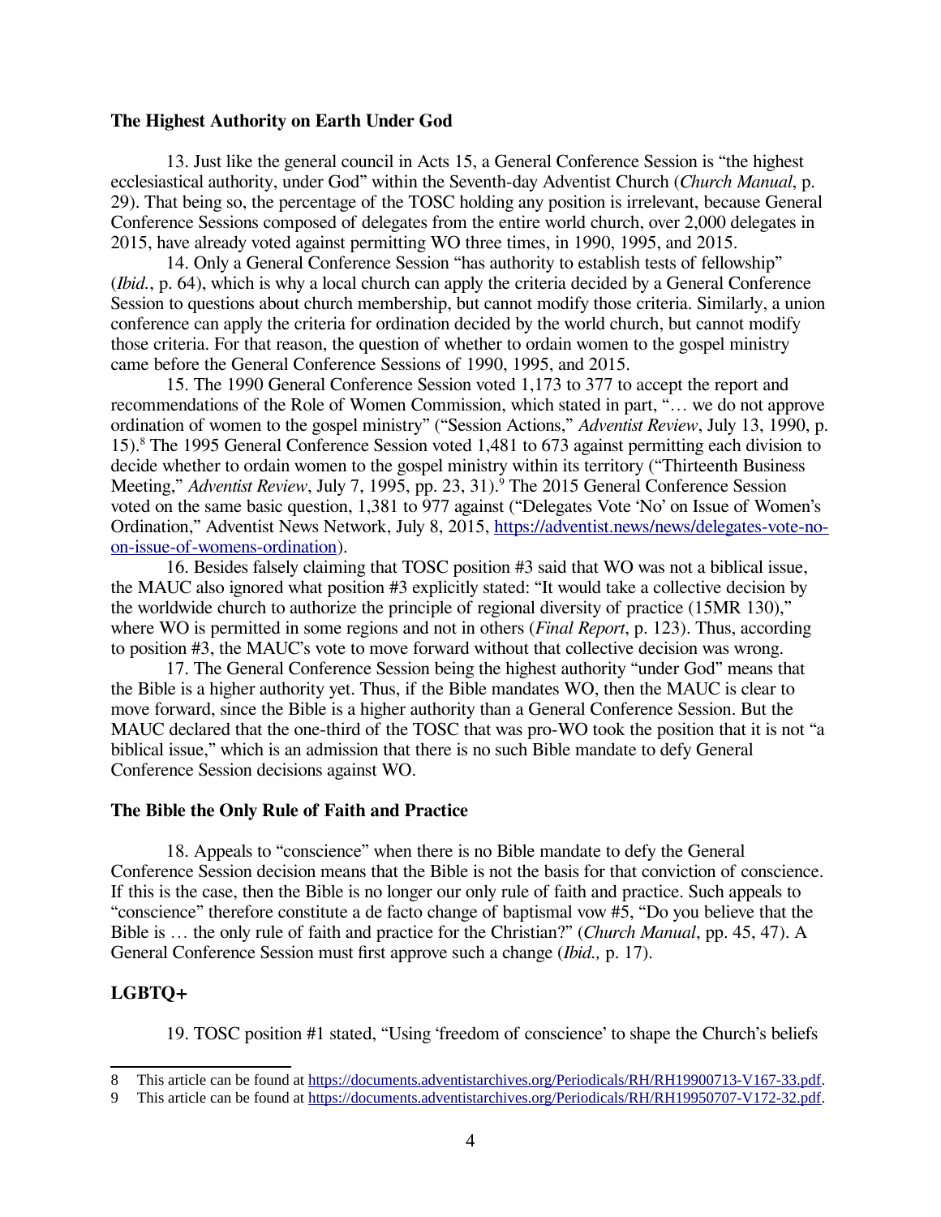### The Highest Authority on Earth Under God

13. Just like the general council in Acts 15, a General Conference Session is "the highest ecclesiastical authority, under God" within the Seventh-day Adventist Church (*Church Manual*, p. 29). That being so, the percentage of the TOSC holding any position is irrelevant, because General Conference Sessions composed of delegates from the entire world church, over 2,000 delegates in 2015, have already voted against permitting WO three times, in 1990, 1995, and 2015.

14. Only a General Conference Session "has authority to establish tests of fellowship" (*Ibid.*, p. 64), which is why a local church can apply the criteria decided by a General Conference Session to questions about church membership, but cannot modify those criteria. Similarly, a union conference can apply the criteria for ordination decided by the world church, but cannot modify those criteria. For that reason, the question of whether to ordain women to the gospel ministry came before the General Conference Sessions of 1990, 1995, and 2015.

15. The 1990 General Conference Session voted 1,173 to 377 to accept the report and recommendations of the Role of Women Commission, which stated in part, "… we do not approve ordination of women to the gospel ministry" ("Session Actions," *Adventist Review*, July 13, 1990, p. 15).[8] The 1995 General Conference Session voted 1,481 to 673 against permitting each division to decide whether to ordain women to the gospel ministry within its territory ("Thirteenth Business Meeting," *Adventist Review*, July 7, 1995, pp. 23, 31).[9] The 2015 General Conference Session voted on the same basic question, 1,381 to 977 against ("Delegates Vote 'No' on Issue of Women's Ordination," Adventist News Network, July 8, 2015, https://adventist.news/news/delegates-vote-no-on-issue-of-womens-ordination).

16. Besides falsely claiming that TOSC position #3 said that WO was not a biblical issue, the MAUC also ignored what position #3 explicitly stated: "It would take a collective decision by the worldwide church to authorize the principle of regional diversity of practice (15MR 130)," where WO is permitted in some regions and not in others (*Final Report*, p. 123). Thus, according to position #3, the MAUC's vote to move forward without that collective decision was wrong.

17. The General Conference Session being the highest authority "under God" means that the Bible is a higher authority yet. Thus, if the Bible mandates WO, then the MAUC is clear to move forward, since the Bible is a higher authority than a General Conference Session. But the MAUC declared that the one-third of the TOSC that was pro-WO took the position that it is not "a biblical issue," which is an admission that there is no such Bible mandate to defy General Conference Session decisions against WO.

### The Bible the Only Rule of Faith and Practice

18. Appeals to "conscience" when there is no Bible mandate to defy the General Conference Session decision means that the Bible is not the basis for that conviction of conscience. If this is the case, then the Bible is no longer our only rule of faith and practice. Such appeals to "conscience" therefore constitute a de facto change of baptismal vow #5, "Do you believe that the Bible is … the only rule of faith and practice for the Christian?" (*Church Manual*, pp. 45, 47). A General Conference Session must first approve such a change (*Ibid.,* p. 17).

### LGBTQ+

19. TOSC position #1 stated, "Using 'freedom of conscience' to shape the Church's beliefs

---

8 This article can be found at https://documents.adventistarchives.org/Periodicals/RH/RH19900713-V167-33.pdf.

9 This article can be found at https://documents.adventistarchives.org/Periodicals/RH/RH19950707-V172-32.pdf.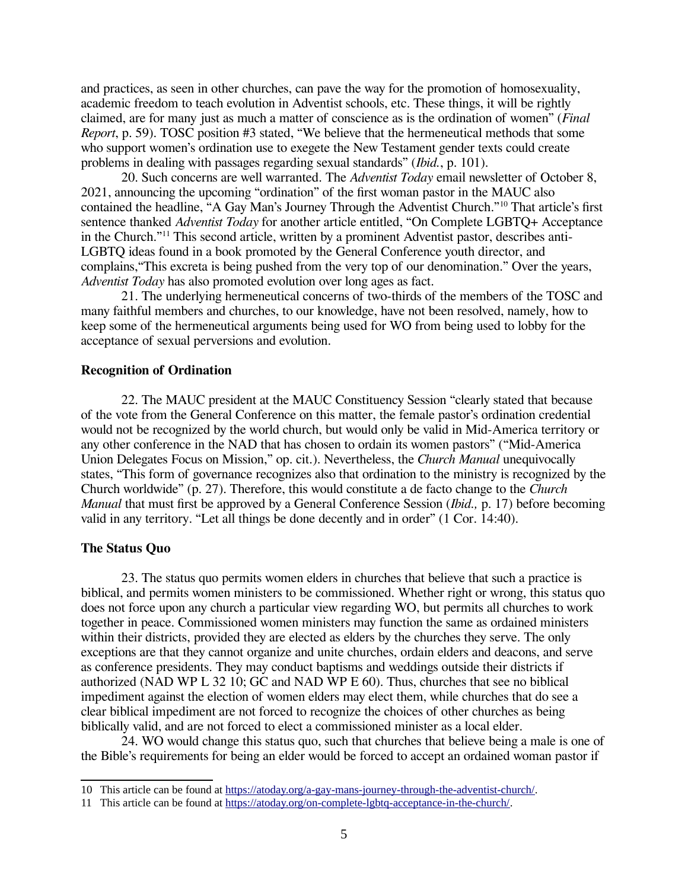and practices, as seen in other churches, can pave the way for the promotion of homosexuality, academic freedom to teach evolution in Adventist schools, etc. These things, it will be rightly claimed, are for many just as much a matter of conscience as is the ordination of women" (*Final Report*, p. 59). TOSC position #3 stated, "We believe that the hermeneutical methods that some who support women's ordination use to exegete the New Testament gender texts could create problems in dealing with passages regarding sexual standards" (*Ibid.*, p. 101).

20. Such concerns are well warranted. The *Adventist Today* email newsletter of October 8, 2021, announcing the upcoming "ordination" of the first woman pastor in the MAUC also contained the headline, "A Gay Man's Journey Through the Adventist Church."[10] That article's first sentence thanked *Adventist Today* for another article entitled, "On Complete LGBTQ+ Acceptance in the Church."[11] This second article, written by a prominent Adventist pastor, describes anti-LGBTQ ideas found in a book promoted by the General Conference youth director, and complains,"This excreta is being pushed from the very top of our denomination." Over the years, *Adventist Today* has also promoted evolution over long ages as fact.

21. The underlying hermeneutical concerns of two-thirds of the members of the TOSC and many faithful members and churches, to our knowledge, have not been resolved, namely, how to keep some of the hermeneutical arguments being used for WO from being used to lobby for the acceptance of sexual perversions and evolution.

**Recognition of Ordination**

22. The MAUC president at the MAUC Constituency Session "clearly stated that because of the vote from the General Conference on this matter, the female pastor's ordination credential would not be recognized by the world church, but would only be valid in Mid-America territory or any other conference in the NAD that has chosen to ordain its women pastors" ("Mid-America Union Delegates Focus on Mission," op. cit.). Nevertheless, the *Church Manual* unequivocally states, "This form of governance recognizes also that ordination to the ministry is recognized by the Church worldwide" (p. 27). Therefore, this would constitute a de facto change to the *Church Manual* that must first be approved by a General Conference Session (*Ibid.,* p. 17) before becoming valid in any territory. "Let all things be done decently and in order" (1 Cor. 14:40).

**The Status Quo**

23. The status quo permits women elders in churches that believe that such a practice is biblical, and permits women ministers to be commissioned. Whether right or wrong, this status quo does not force upon any church a particular view regarding WO, but permits all churches to work together in peace. Commissioned women ministers may function the same as ordained ministers within their districts, provided they are elected as elders by the churches they serve. The only exceptions are that they cannot organize and unite churches, ordain elders and deacons, and serve as conference presidents. They may conduct baptisms and weddings outside their districts if authorized (NAD WP L 32 10; GC and NAD WP E 60). Thus, churches that see no biblical impediment against the election of women elders may elect them, while churches that do see a clear biblical impediment are not forced to recognize the choices of other churches as being biblically valid, and are not forced to elect a commissioned minister as a local elder.

24. WO would change this status quo, such that churches that believe being a male is one of the Bible's requirements for being an elder would be forced to accept an ordained woman pastor if

---

10 This article can be found at https://atoday.org/a-gay-mans-journey-through-the-adventist-church/.

11 This article can be found at https://atoday.org/on-complete-lgbtq-acceptance-in-the-church/.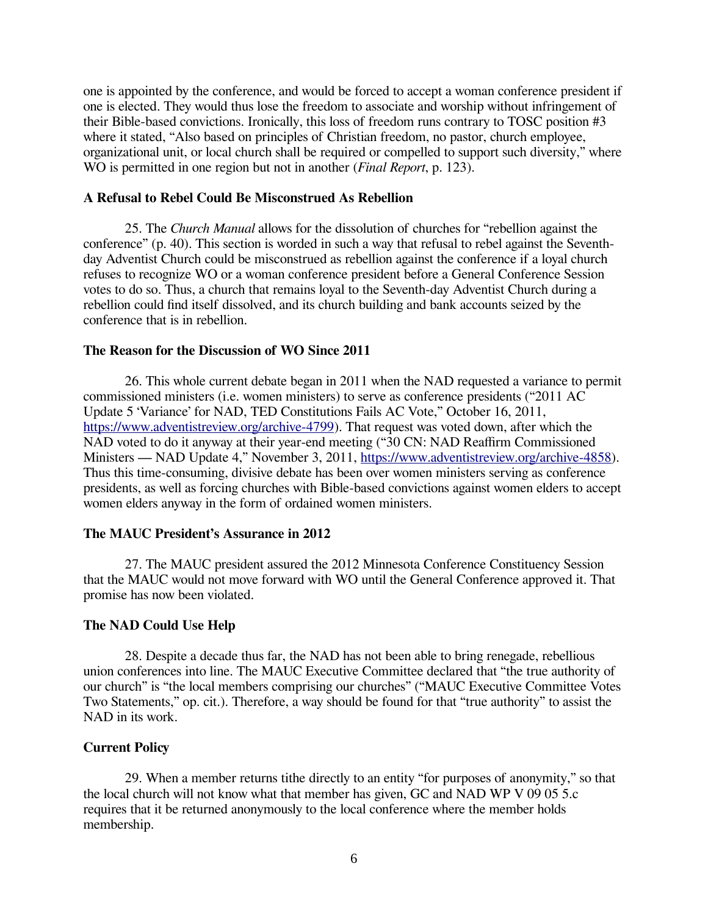one is appointed by the conference, and would be forced to accept a woman conference president if one is elected. They would thus lose the freedom to associate and worship without infringement of their Bible-based convictions. Ironically, this loss of freedom runs contrary to TOSC position #3 where it stated, "Also based on principles of Christian freedom, no pastor, church employee, organizational unit, or local church shall be required or compelled to support such diversity," where WO is permitted in one region but not in another (*Final Report*, p. 123).

### A Refusal to Rebel Could Be Misconstrued As Rebellion

25. The *Church Manual* allows for the dissolution of churches for "rebellion against the conference" (p. 40). This section is worded in such a way that refusal to rebel against the Seventh-day Adventist Church could be misconstrued as rebellion against the conference if a loyal church refuses to recognize WO or a woman conference president before a General Conference Session votes to do so. Thus, a church that remains loyal to the Seventh-day Adventist Church during a rebellion could find itself dissolved, and its church building and bank accounts seized by the conference that is in rebellion.

### The Reason for the Discussion of WO Since 2011

26. This whole current debate began in 2011 when the NAD requested a variance to permit commissioned ministers (i.e. women ministers) to serve as conference presidents ("2011 AC Update 5 'Variance' for NAD, TED Constitutions Fails AC Vote," October 16, 2011, https://www.adventistreview.org/archive-4799). That request was voted down, after which the NAD voted to do it anyway at their year-end meeting ("30 CN: NAD Reaffirm Commissioned Ministers — NAD Update 4," November 3, 2011, https://www.adventistreview.org/archive-4858). Thus this time-consuming, divisive debate has been over women ministers serving as conference presidents, as well as forcing churches with Bible-based convictions against women elders to accept women elders anyway in the form of ordained women ministers.

### The MAUC President's Assurance in 2012

27. The MAUC president assured the 2012 Minnesota Conference Constituency Session that the MAUC would not move forward with WO until the General Conference approved it. That promise has now been violated.

### The NAD Could Use Help

28. Despite a decade thus far, the NAD has not been able to bring renegade, rebellious union conferences into line. The MAUC Executive Committee declared that "the true authority of our church" is "the local members comprising our churches" ("MAUC Executive Committee Votes Two Statements," op. cit.). Therefore, a way should be found for that "true authority" to assist the NAD in its work.

### Current Policy

29. When a member returns tithe directly to an entity "for purposes of anonymity," so that the local church will not know what that member has given, GC and NAD WP V 09 05 5.c requires that it be returned anonymously to the local conference where the member holds membership.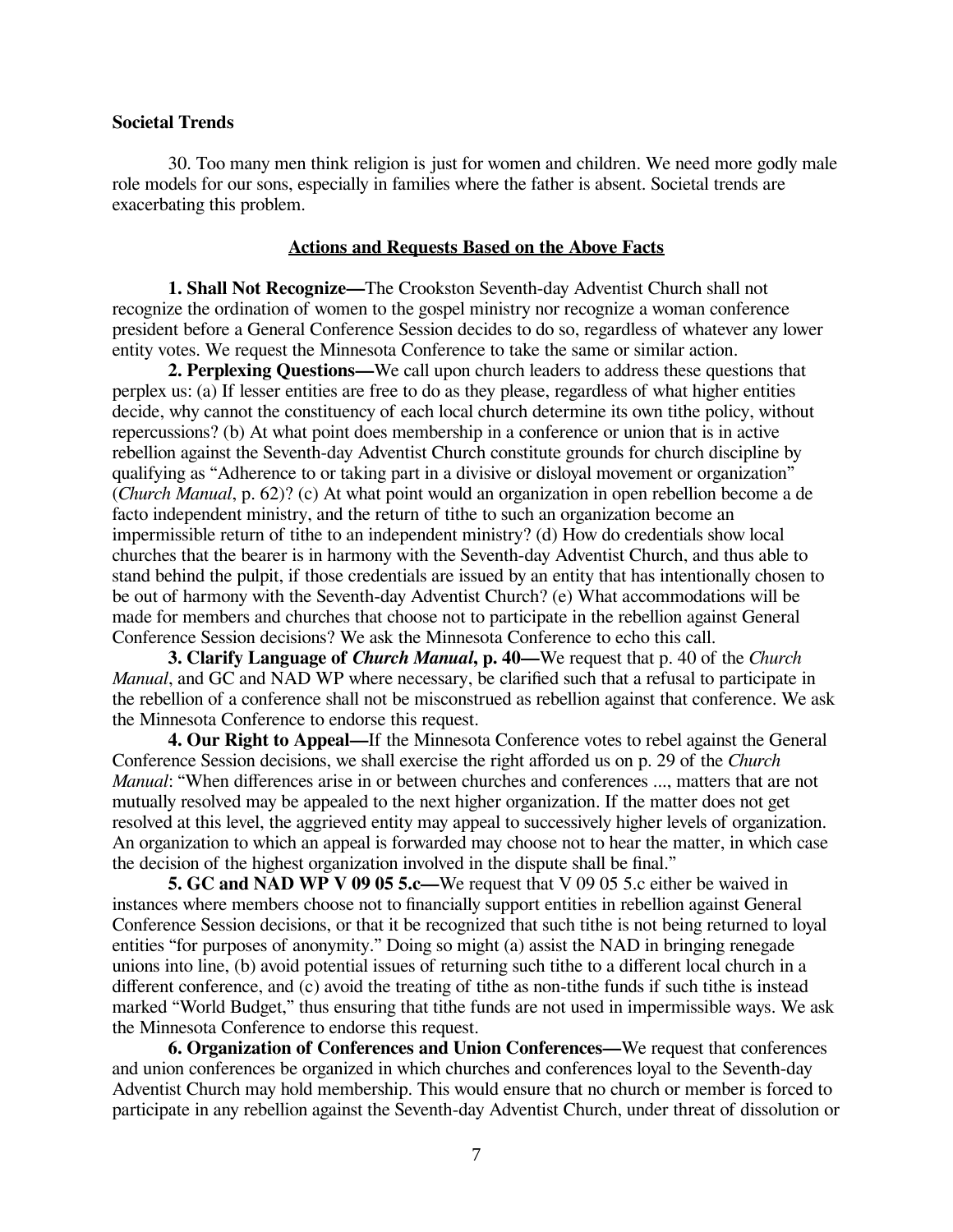**Societal Trends**

30. Too many men think religion is just for women and children. We need more godly male role models for our sons, especially in families where the father is absent. Societal trends are exacerbating this problem.

## <u>Actions and Requests Based on the Above Facts</u>

**1. Shall Not Recognize—**The Crookston Seventh-day Adventist Church shall not recognize the ordination of women to the gospel ministry nor recognize a woman conference president before a General Conference Session decides to do so, regardless of whatever any lower entity votes. We request the Minnesota Conference to take the same or similar action.

**2. Perplexing Questions—**We call upon church leaders to address these questions that perplex us: (a) If lesser entities are free to do as they please, regardless of what higher entities decide, why cannot the constituency of each local church determine its own tithe policy, without repercussions? (b) At what point does membership in a conference or union that is in active rebellion against the Seventh-day Adventist Church constitute grounds for church discipline by qualifying as "Adherence to or taking part in a divisive or disloyal movement or organization" (*Church Manual*, p. 62)? (c) At what point would an organization in open rebellion become a de facto independent ministry, and the return of tithe to such an organization become an impermissible return of tithe to an independent ministry? (d) How do credentials show local churches that the bearer is in harmony with the Seventh-day Adventist Church, and thus able to stand behind the pulpit, if those credentials are issued by an entity that has intentionally chosen to be out of harmony with the Seventh-day Adventist Church? (e) What accommodations will be made for members and churches that choose not to participate in the rebellion against General Conference Session decisions? We ask the Minnesota Conference to echo this call.

**3. Clarify Language of *Church Manual*, p. 40—**We request that p. 40 of the *Church Manual*, and GC and NAD WP where necessary, be clarified such that a refusal to participate in the rebellion of a conference shall not be misconstrued as rebellion against that conference. We ask the Minnesota Conference to endorse this request.

**4. Our Right to Appeal—**If the Minnesota Conference votes to rebel against the General Conference Session decisions, we shall exercise the right afforded us on p. 29 of the *Church Manual*: "When differences arise in or between churches and conferences ..., matters that are not mutually resolved may be appealed to the next higher organization. If the matter does not get resolved at this level, the aggrieved entity may appeal to successively higher levels of organization. An organization to which an appeal is forwarded may choose not to hear the matter, in which case the decision of the highest organization involved in the dispute shall be final."

**5. GC and NAD WP V 09 05 5.c—**We request that V 09 05 5.c either be waived in instances where members choose not to financially support entities in rebellion against General Conference Session decisions, or that it be recognized that such tithe is not being returned to loyal entities "for purposes of anonymity." Doing so might (a) assist the NAD in bringing renegade unions into line, (b) avoid potential issues of returning such tithe to a different local church in a different conference, and (c) avoid the treating of tithe as non-tithe funds if such tithe is instead marked "World Budget," thus ensuring that tithe funds are not used in impermissible ways. We ask the Minnesota Conference to endorse this request.

**6. Organization of Conferences and Union Conferences—**We request that conferences and union conferences be organized in which churches and conferences loyal to the Seventh-day Adventist Church may hold membership. This would ensure that no church or member is forced to participate in any rebellion against the Seventh-day Adventist Church, under threat of dissolution or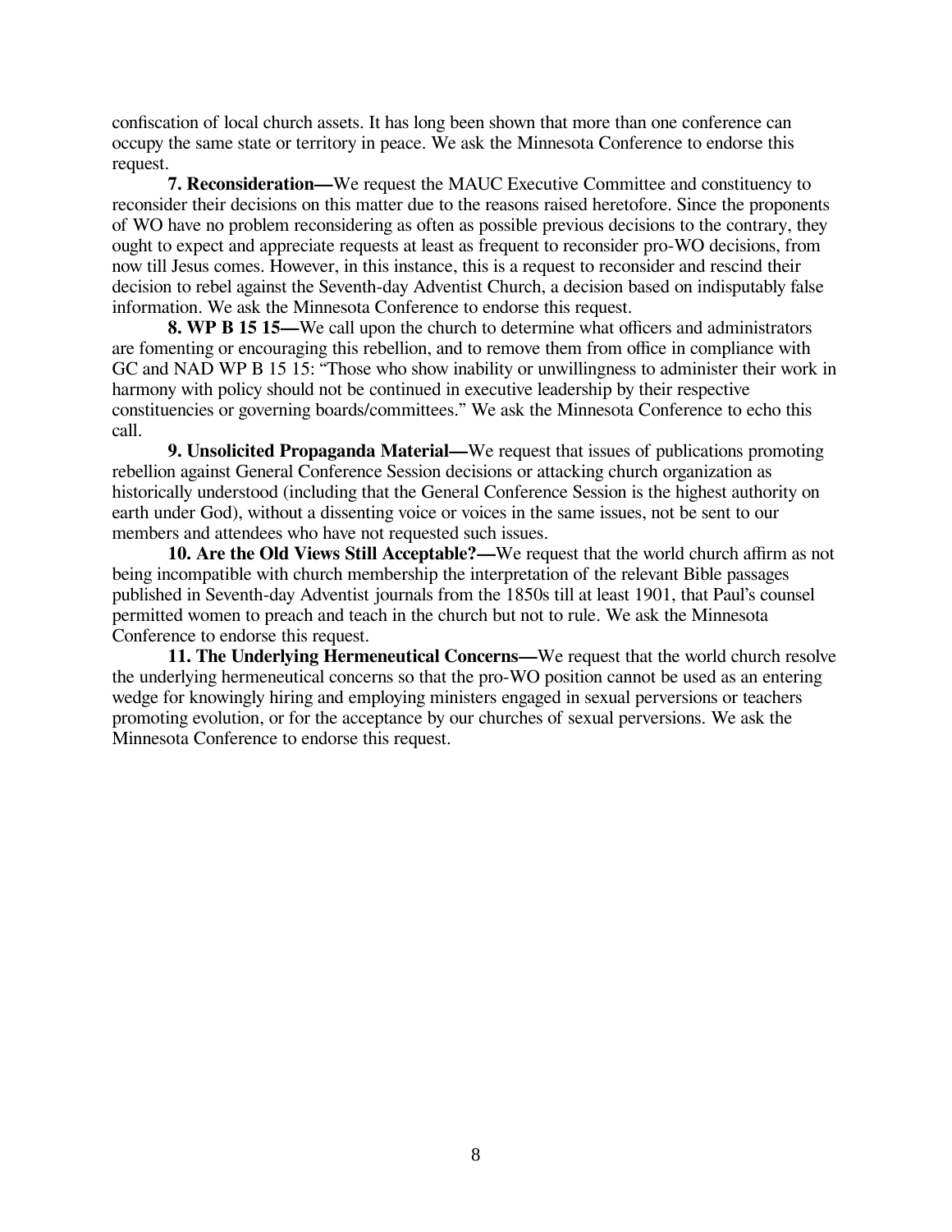confiscation of local church assets. It has long been shown that more than one conference can occupy the same state or territory in peace. We ask the Minnesota Conference to endorse this request.

**7. Reconsideration—**We request the MAUC Executive Committee and constituency to reconsider their decisions on this matter due to the reasons raised heretofore. Since the proponents of WO have no problem reconsidering as often as possible previous decisions to the contrary, they ought to expect and appreciate requests at least as frequent to reconsider pro-WO decisions, from now till Jesus comes. However, in this instance, this is a request to reconsider and rescind their decision to rebel against the Seventh-day Adventist Church, a decision based on indisputably false information. We ask the Minnesota Conference to endorse this request.

**8. WP B 15 15—**We call upon the church to determine what officers and administrators are fomenting or encouraging this rebellion, and to remove them from office in compliance with GC and NAD WP B 15 15: "Those who show inability or unwillingness to administer their work in harmony with policy should not be continued in executive leadership by their respective constituencies or governing boards/committees." We ask the Minnesota Conference to echo this call.

**9. Unsolicited Propaganda Material—**We request that issues of publications promoting rebellion against General Conference Session decisions or attacking church organization as historically understood (including that the General Conference Session is the highest authority on earth under God), without a dissenting voice or voices in the same issues, not be sent to our members and attendees who have not requested such issues.

**10. Are the Old Views Still Acceptable?—**We request that the world church affirm as not being incompatible with church membership the interpretation of the relevant Bible passages published in Seventh-day Adventist journals from the 1850s till at least 1901, that Paul's counsel permitted women to preach and teach in the church but not to rule. We ask the Minnesota Conference to endorse this request.

**11. The Underlying Hermeneutical Concerns—**We request that the world church resolve the underlying hermeneutical concerns so that the pro-WO position cannot be used as an entering wedge for knowingly hiring and employing ministers engaged in sexual perversions or teachers promoting evolution, or for the acceptance by our churches of sexual perversions. We ask the Minnesota Conference to endorse this request.